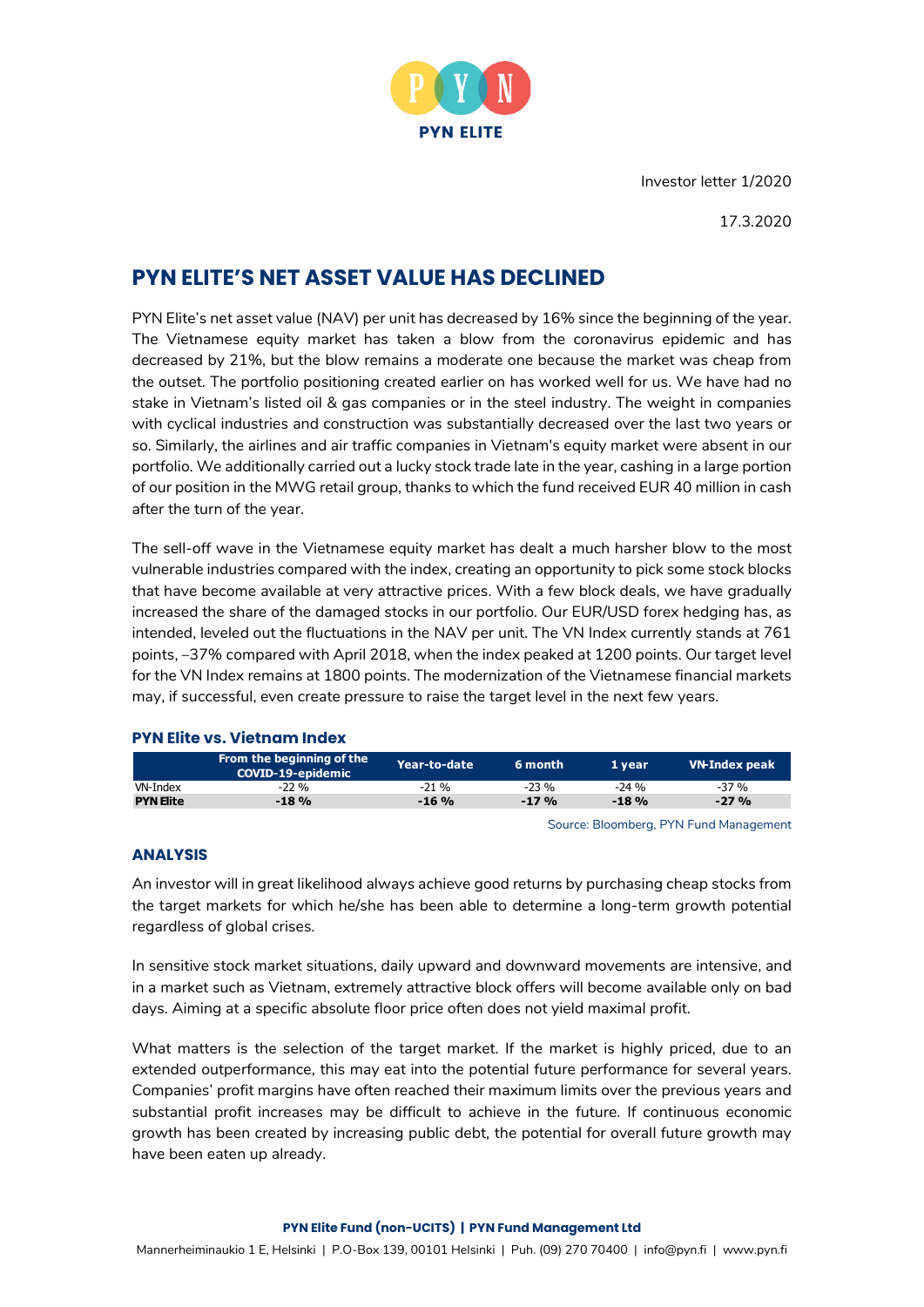PYN ELITE

Investor letter 1/2020

17.3.2020

# PYN ELITE'S NET ASSET VALUE HAS DECLINED

PYN Elite's net asset value (NAV) per unit has decreased by 16% since the beginning of the year. The Vietnamese equity market has taken a blow from the coronavirus epidemic and has decreased by 21%, but the blow remains a moderate one because the market was cheap from the outset. The portfolio positioning created earlier on has worked well for us. We have had no stake in Vietnam's listed oil & gas companies or in the steel industry. The weight in companies with cyclical industries and construction was substantially decreased over the last two years or so. Similarly, the airlines and air traffic companies in Vietnam's equity market were absent in our portfolio. We additionally carried out a lucky stock trade late in the year, cashing in a large portion of our position in the MWG retail group, thanks to which the fund received EUR 40 million in cash after the turn of the year.

The sell-off wave in the Vietnamese equity market has dealt a much harsher blow to the most vulnerable industries compared with the index, creating an opportunity to pick some stock blocks that have become available at very attractive prices. With a few block deals, we have gradually increased the share of the damaged stocks in our portfolio. Our EUR/USD forex hedging has, as intended, leveled out the fluctuations in the NAV per unit. The VN Index currently stands at 761 points, –37% compared with April 2018, when the index peaked at 1200 points. Our target level for the VN Index remains at 1800 points. The modernization of the Vietnamese financial markets may, if successful, even create pressure to raise the target level in the next few years.

### PYN Elite vs. Vietnam Index

| | From the beginning of the COVID-19-epidemic | Year-to-date | 6 month | 1 year | VN-Index peak |
|---|---|---|---|---|---|
| VN-Index | -22 % | -21 % | -23 % | -24 % | -37 % |
| **PYN Elite** | **-18 %** | **-16 %** | **-17 %** | **-18 %** | **-27 %** |

Source: Bloomberg, PYN Fund Management

### ANALYSIS

An investor will in great likelihood always achieve good returns by purchasing cheap stocks from the target markets for which he/she has been able to determine a long-term growth potential regardless of global crises.

In sensitive stock market situations, daily upward and downward movements are intensive, and in a market such as Vietnam, extremely attractive block offers will become available only on bad days. Aiming at a specific absolute floor price often does not yield maximal profit.

What matters is the selection of the target market. If the market is highly priced, due to an extended outperformance, this may eat into the potential future performance for several years. Companies' profit margins have often reached their maximum limits over the previous years and substantial profit increases may be difficult to achieve in the future. If continuous economic growth has been created by increasing public debt, the potential for overall future growth may have been eaten up already.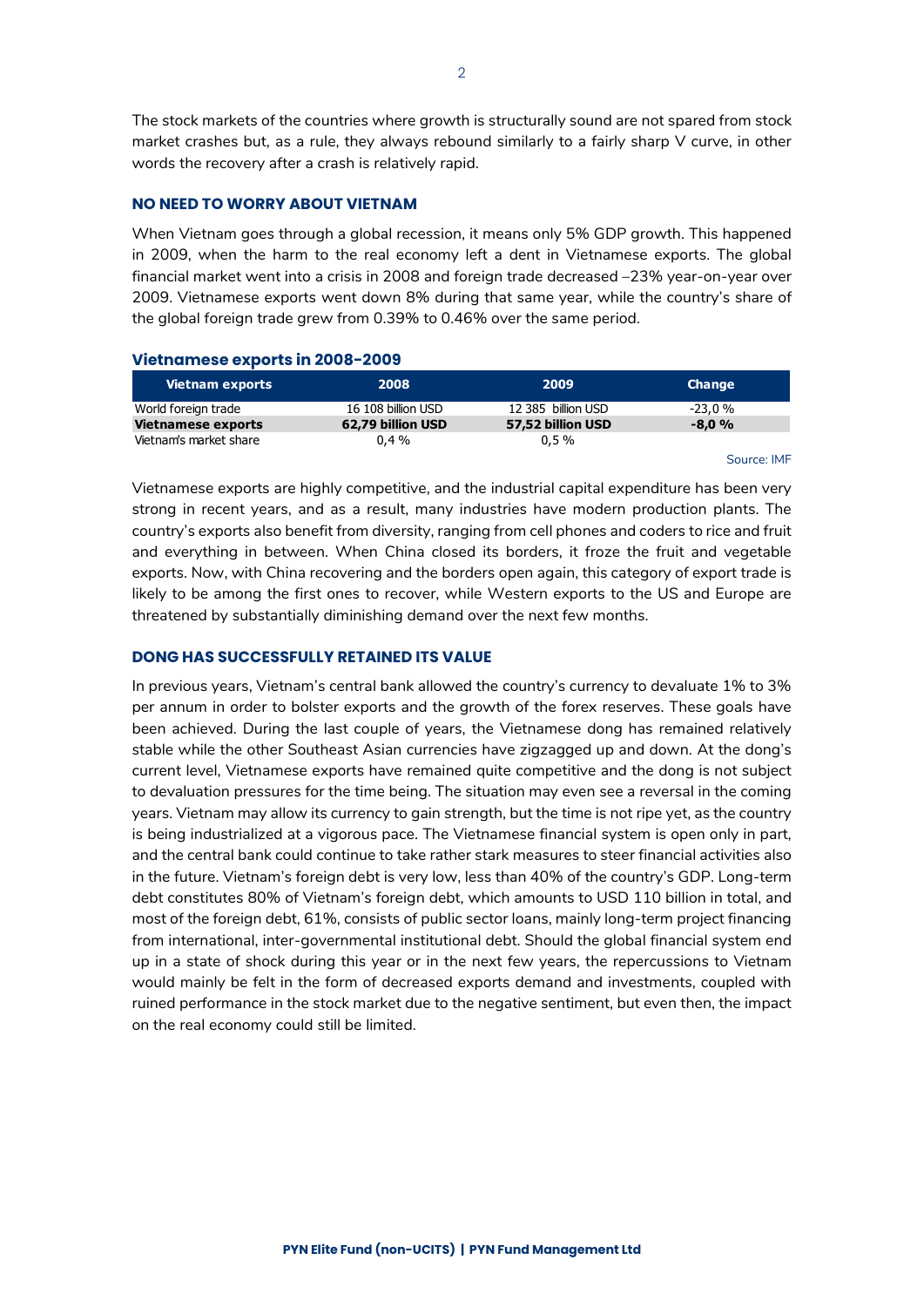The stock markets of the countries where growth is structurally sound are not spared from stock market crashes but, as a rule, they always rebound similarly to a fairly sharp V curve, in other words the recovery after a crash is relatively rapid.

## NO NEED TO WORRY ABOUT VIETNAM

When Vietnam goes through a global recession, it means only 5% GDP growth. This happened in 2009, when the harm to the real economy left a dent in Vietnamese exports. The global financial market went into a crisis in 2008 and foreign trade decreased –23% year-on-year over 2009. Vietnamese exports went down 8% during that same year, while the country's share of the global foreign trade grew from 0.39% to 0.46% over the same period.

### Vietnamese exports in 2008-2009

| Vietnam exports | 2008 | 2009 | Change |
|---|---|---|---|
| World foreign trade | 16 108 billion USD | 12 385 billion USD | -23,0 % |
| **Vietnamese exports** | **62,79 billion USD** | **57,52 billion USD** | **-8,0 %** |
| Vietnam's market share | 0,4 % | 0,5 % | |

Source: IMF

Vietnamese exports are highly competitive, and the industrial capital expenditure has been very strong in recent years, and as a result, many industries have modern production plants. The country's exports also benefit from diversity, ranging from cell phones and coders to rice and fruit and everything in between. When China closed its borders, it froze the fruit and vegetable exports. Now, with China recovering and the borders open again, this category of export trade is likely to be among the first ones to recover, while Western exports to the US and Europe are threatened by substantially diminishing demand over the next few months.

## DONG HAS SUCCESSFULLY RETAINED ITS VALUE

In previous years, Vietnam's central bank allowed the country's currency to devaluate 1% to 3% per annum in order to bolster exports and the growth of the forex reserves. These goals have been achieved. During the last couple of years, the Vietnamese dong has remained relatively stable while the other Southeast Asian currencies have zigzagged up and down. At the dong's current level, Vietnamese exports have remained quite competitive and the dong is not subject to devaluation pressures for the time being. The situation may even see a reversal in the coming years. Vietnam may allow its currency to gain strength, but the time is not ripe yet, as the country is being industrialized at a vigorous pace. The Vietnamese financial system is open only in part, and the central bank could continue to take rather stark measures to steer financial activities also in the future. Vietnam's foreign debt is very low, less than 40% of the country's GDP. Long-term debt constitutes 80% of Vietnam's foreign debt, which amounts to USD 110 billion in total, and most of the foreign debt, 61%, consists of public sector loans, mainly long-term project financing from international, inter-governmental institutional debt. Should the global financial system end up in a state of shock during this year or in the next few years, the repercussions to Vietnam would mainly be felt in the form of decreased exports demand and investments, coupled with ruined performance in the stock market due to the negative sentiment, but even then, the impact on the real economy could still be limited.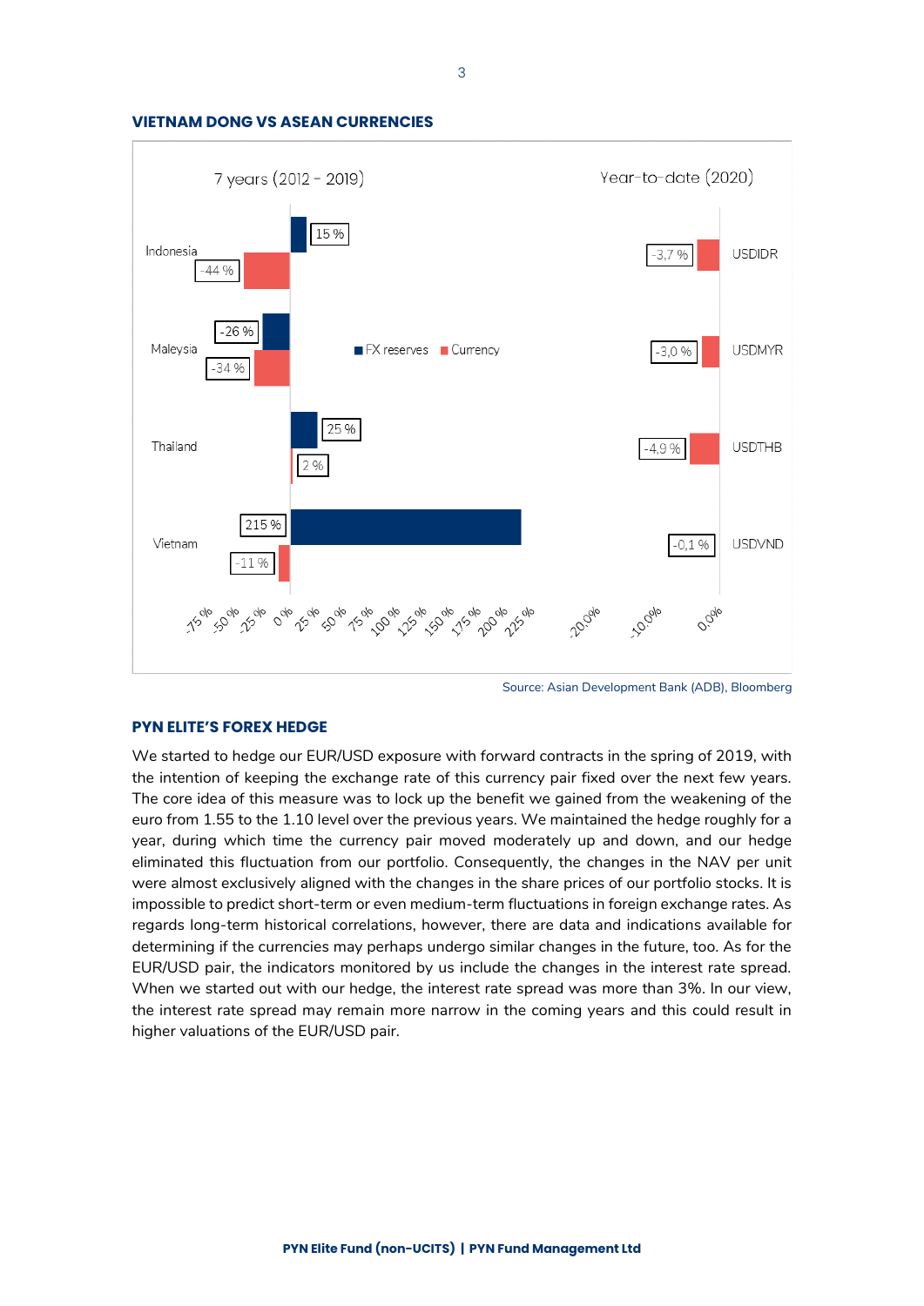### VIETNAM DONG VS ASEAN CURRENCIES

**7 years (2012 - 2019)**

| Country | FX reserves | Currency |
|---|---|---|
| Indonesia | 15 % | -44 % |
| Maleysia | -26 % | -34 % |
| Thailand | 25 % | 2 % |
| Vietnam | 215 % | -11 % |

**Year-to-date (2020)**

| Pair | Change |
|---|---|
| USDIDR | -3,7 % |
| USDMYR | -3,0 % |
| USDTHB | -4,9 % |
| USDVND | -0,1 % |

Source: Asian Development Bank (ADB), Bloomberg

### PYN ELITE'S FOREX HEDGE

We started to hedge our EUR/USD exposure with forward contracts in the spring of 2019, with the intention of keeping the exchange rate of this currency pair fixed over the next few years. The core idea of this measure was to lock up the benefit we gained from the weakening of the euro from 1.55 to the 1.10 level over the previous years. We maintained the hedge roughly for a year, during which time the currency pair moved moderately up and down, and our hedge eliminated this fluctuation from our portfolio. Consequently, the changes in the NAV per unit were almost exclusively aligned with the changes in the share prices of our portfolio stocks. It is impossible to predict short-term or even medium-term fluctuations in foreign exchange rates. As regards long-term historical correlations, however, there are data and indications available for determining if the currencies may perhaps undergo similar changes in the future, too. As for the EUR/USD pair, the indicators monitored by us include the changes in the interest rate spread. When we started out with our hedge, the interest rate spread was more than 3%. In our view, the interest rate spread may remain more narrow in the coming years and this could result in higher valuations of the EUR/USD pair.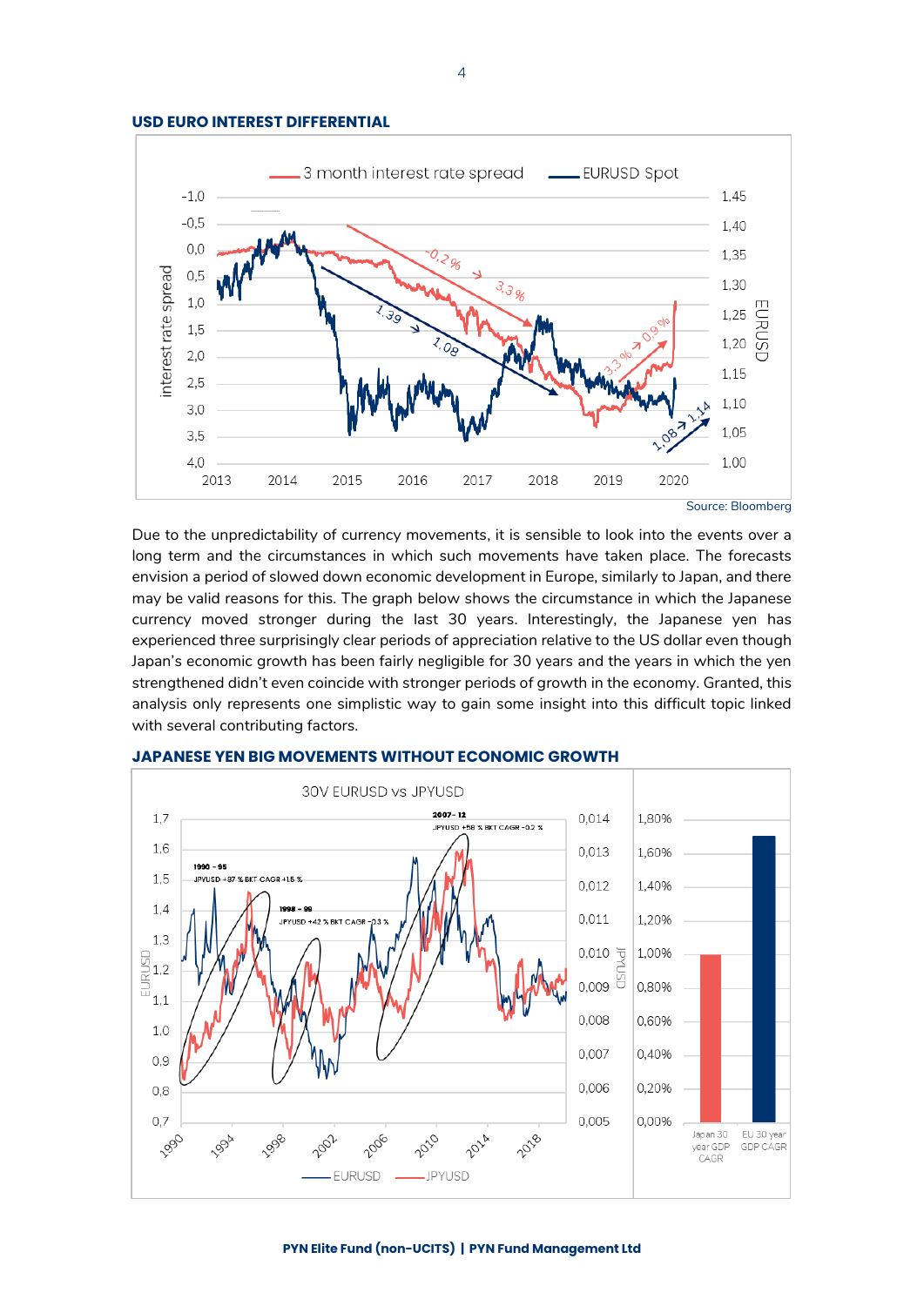**USD EURO INTEREST DIFFERENTIAL**

Source: Bloomberg

Due to the unpredictability of currency movements, it is sensible to look into the events over a long term and the circumstances in which such movements have taken place. The forecasts envision a period of slowed down economic development in Europe, similarly to Japan, and there may be valid reasons for this. The graph below shows the circumstance in which the Japanese currency moved stronger during the last 30 years. Interestingly, the Japanese yen has experienced three surprisingly clear periods of appreciation relative to the US dollar even though Japan's economic growth has been fairly negligible for 30 years and the years in which the yen strengthened didn't even coincide with stronger periods of growth in the economy. Granted, this analysis only represents one simplistic way to gain some insight into this difficult topic linked with several contributing factors.

**JAPANESE YEN BIG MOVEMENTS WITHOUT ECONOMIC GROWTH**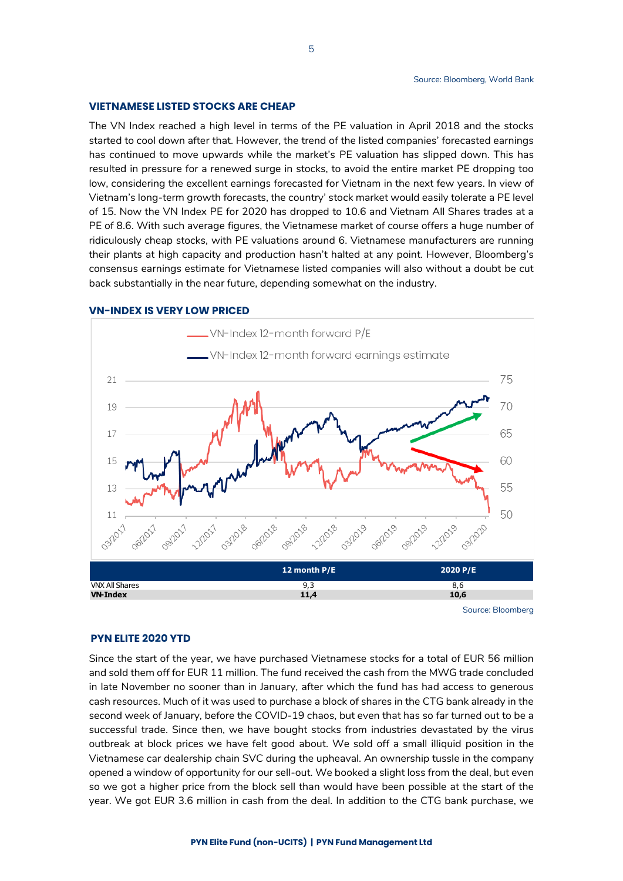Source: Bloomberg, World Bank

### VIETNAMESE LISTED STOCKS ARE CHEAP

The VN Index reached a high level in terms of the PE valuation in April 2018 and the stocks started to cool down after that. However, the trend of the listed companies' forecasted earnings has continued to move upwards while the market's PE valuation has slipped down. This has resulted in pressure for a renewed surge in stocks, to avoid the entire market PE dropping too low, considering the excellent earnings forecasted for Vietnam in the next few years. In view of Vietnam's long-term growth forecasts, the country' stock market would easily tolerate a PE level of 15. Now the VN Index PE for 2020 has dropped to 10.6 and Vietnam All Shares trades at a PE of 8.6. With such average figures, the Vietnamese market of course offers a huge number of ridiculously cheap stocks, with PE valuations around 6. Vietnamese manufacturers are running their plants at high capacity and production hasn't halted at any point. However, Bloomberg's consensus earnings estimate for Vietnamese listed companies will also without a doubt be cut back substantially in the near future, depending somewhat on the industry.

### VN-INDEX IS VERY LOW PRICED

| | 12 month P/E | 2020 P/E |
|---|---|---|
| VNX All Shares | 9,3 | 8,6 |
| **VN-Index** | **11,4** | **10,6** |

Source: Bloomberg

### PYN ELITE 2020 YTD

Since the start of the year, we have purchased Vietnamese stocks for a total of EUR 56 million and sold them off for EUR 11 million. The fund received the cash from the MWG trade concluded in late November no sooner than in January, after which the fund has had access to generous cash resources. Much of it was used to purchase a block of shares in the CTG bank already in the second week of January, before the COVID-19 chaos, but even that has so far turned out to be a successful trade. Since then, we have bought stocks from industries devastated by the virus outbreak at block prices we have felt good about. We sold off a small illiquid position in the Vietnamese car dealership chain SVC during the upheaval. An ownership tussle in the company opened a window of opportunity for our sell-out. We booked a slight loss from the deal, but even so we got a higher price from the block sell than would have been possible at the start of the year. We got EUR 3.6 million in cash from the deal. In addition to the CTG bank purchase, we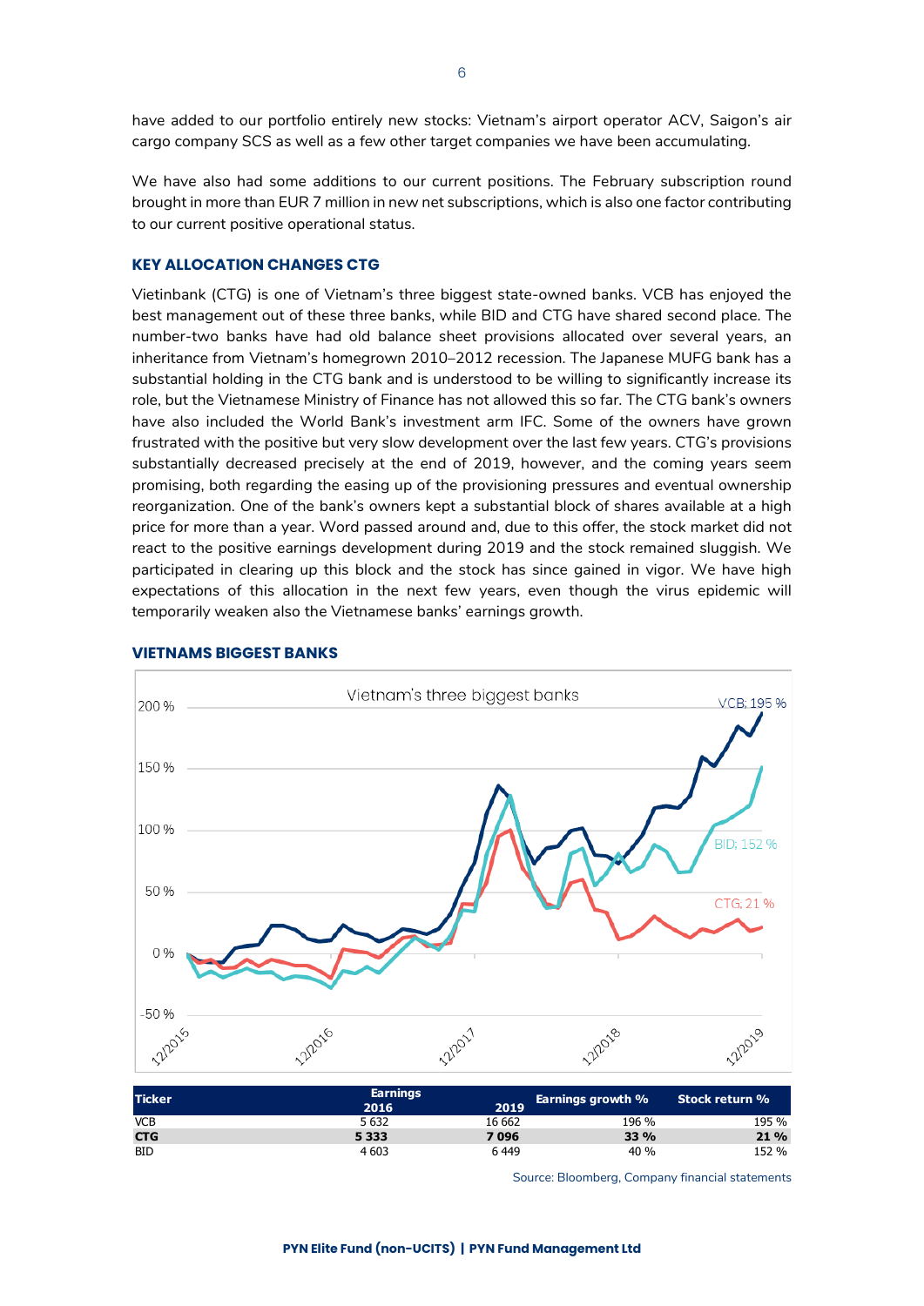have added to our portfolio entirely new stocks: Vietnam's airport operator ACV, Saigon's air cargo company SCS as well as a few other target companies we have been accumulating.

We have also had some additions to our current positions. The February subscription round brought in more than EUR 7 million in new net subscriptions, which is also one factor contributing to our current positive operational status.

### KEY ALLOCATION CHANGES CTG

Vietinbank (CTG) is one of Vietnam's three biggest state-owned banks. VCB has enjoyed the best management out of these three banks, while BID and CTG have shared second place. The number-two banks have had old balance sheet provisions allocated over several years, an inheritance from Vietnam's homegrown 2010–2012 recession. The Japanese MUFG bank has a substantial holding in the CTG bank and is understood to be willing to significantly increase its role, but the Vietnamese Ministry of Finance has not allowed this so far. The CTG bank's owners have also included the World Bank's investment arm IFC. Some of the owners have grown frustrated with the positive but very slow development over the last few years. CTG's provisions substantially decreased precisely at the end of 2019, however, and the coming years seem promising, both regarding the easing up of the provisioning pressures and eventual ownership reorganization. One of the bank's owners kept a substantial block of shares available at a high price for more than a year. Word passed around and, due to this offer, the stock market did not react to the positive earnings development during 2019 and the stock remained sluggish. We participated in clearing up this block and the stock has since gained in vigor. We have high expectations of this allocation in the next few years, even though the virus epidemic will temporarily weaken also the Vietnamese banks' earnings growth.

### VIETNAMS BIGGEST BANKS

Vietnam's three biggest banks

| Ticker | Earnings 2016 | 2019 | Earnings growth % | Stock return % |
|---|---|---|---|---|
| VCB | 5 632 | 16 662 | 196 % | 195 % |
| **CTG** | **5 333** | **7 096** | **33 %** | **21 %** |
| BID | 4 603 | 6 449 | 40 % | 152 % |

Source: Bloomberg, Company financial statements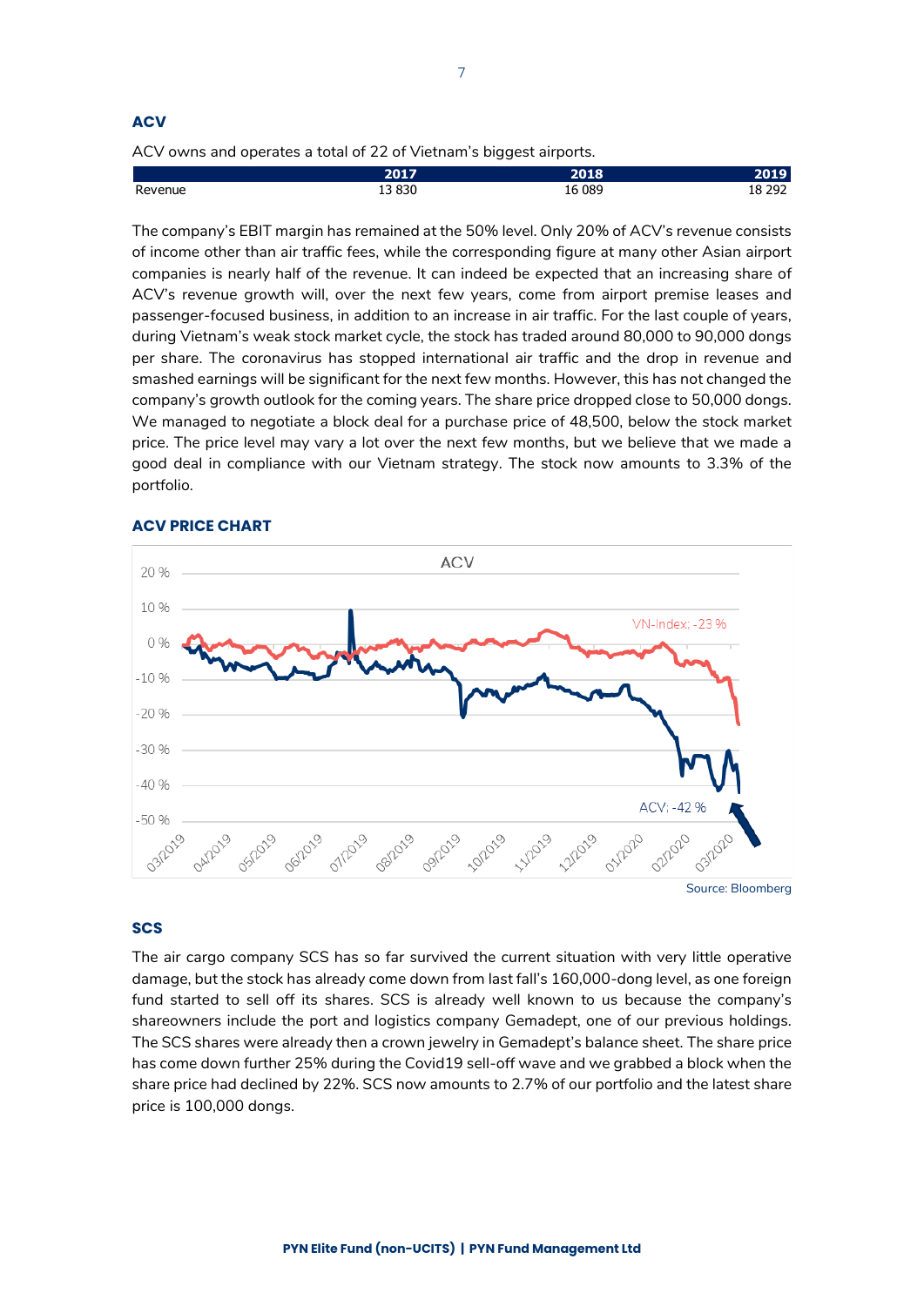## ACV

ACV owns and operates a total of 22 of Vietnam's biggest airports.

| | 2017 | 2018 | 2019 |
|---|---|---|---|
| Revenue | 13 830 | 16 089 | 18 292 |

The company's EBIT margin has remained at the 50% level. Only 20% of ACV's revenue consists of income other than air traffic fees, while the corresponding figure at many other Asian airport companies is nearly half of the revenue. It can indeed be expected that an increasing share of ACV's revenue growth will, over the next few years, come from airport premise leases and passenger-focused business, in addition to an increase in air traffic. For the last couple of years, during Vietnam's weak stock market cycle, the stock has traded around 80,000 to 90,000 dongs per share. The coronavirus has stopped international air traffic and the drop in revenue and smashed earnings will be significant for the next few months. However, this has not changed the company's growth outlook for the coming years. The share price dropped close to 50,000 dongs. We managed to negotiate a block deal for a purchase price of 48,500, below the stock market price. The price level may vary a lot over the next few months, but we believe that we made a good deal in compliance with our Vietnam strategy. The stock now amounts to 3.3% of the portfolio.

## ACV PRICE CHART

Source: Bloomberg

## SCS

The air cargo company SCS has so far survived the current situation with very little operative damage, but the stock has already come down from last fall's 160,000-dong level, as one foreign fund started to sell off its shares. SCS is already well known to us because the company's shareowners include the port and logistics company Gemadept, one of our previous holdings. The SCS shares were already then a crown jewelry in Gemadept's balance sheet. The share price has come down further 25% during the Covid19 sell-off wave and we grabbed a block when the share price had declined by 22%. SCS now amounts to 2.7% of our portfolio and the latest share price is 100,000 dongs.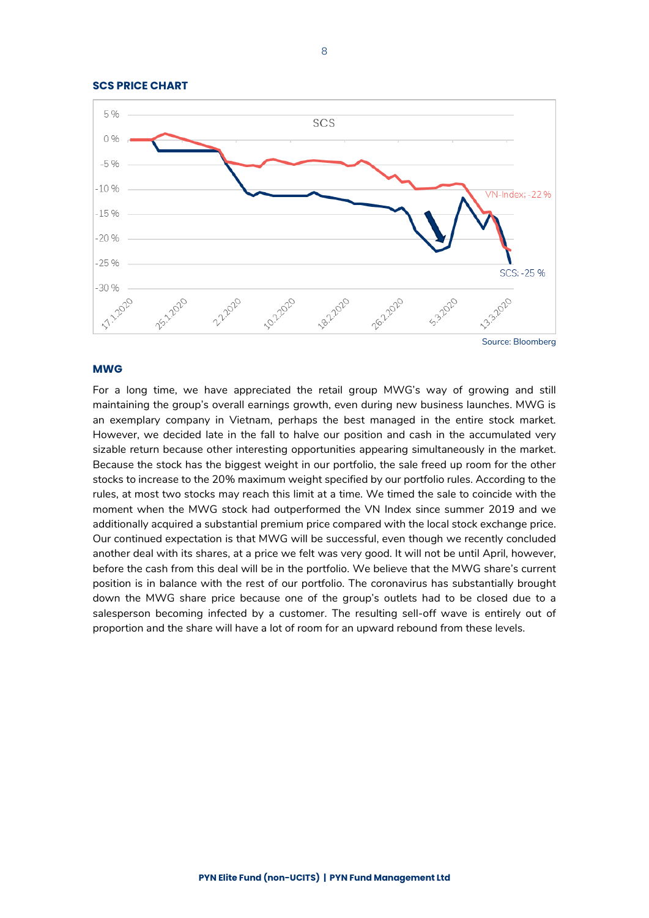**SCS PRICE CHART**

Source: Bloomberg

**MWG**

For a long time, we have appreciated the retail group MWG's way of growing and still maintaining the group's overall earnings growth, even during new business launches. MWG is an exemplary company in Vietnam, perhaps the best managed in the entire stock market. However, we decided late in the fall to halve our position and cash in the accumulated very sizable return because other interesting opportunities appearing simultaneously in the market. Because the stock has the biggest weight in our portfolio, the sale freed up room for the other stocks to increase to the 20% maximum weight specified by our portfolio rules. According to the rules, at most two stocks may reach this limit at a time. We timed the sale to coincide with the moment when the MWG stock had outperformed the VN Index since summer 2019 and we additionally acquired a substantial premium price compared with the local stock exchange price. Our continued expectation is that MWG will be successful, even though we recently concluded another deal with its shares, at a price we felt was very good. It will not be until April, however, before the cash from this deal will be in the portfolio. We believe that the MWG share's current position is in balance with the rest of our portfolio. The coronavirus has substantially brought down the MWG share price because one of the group's outlets had to be closed due to a salesperson becoming infected by a customer. The resulting sell-off wave is entirely out of proportion and the share will have a lot of room for an upward rebound from these levels.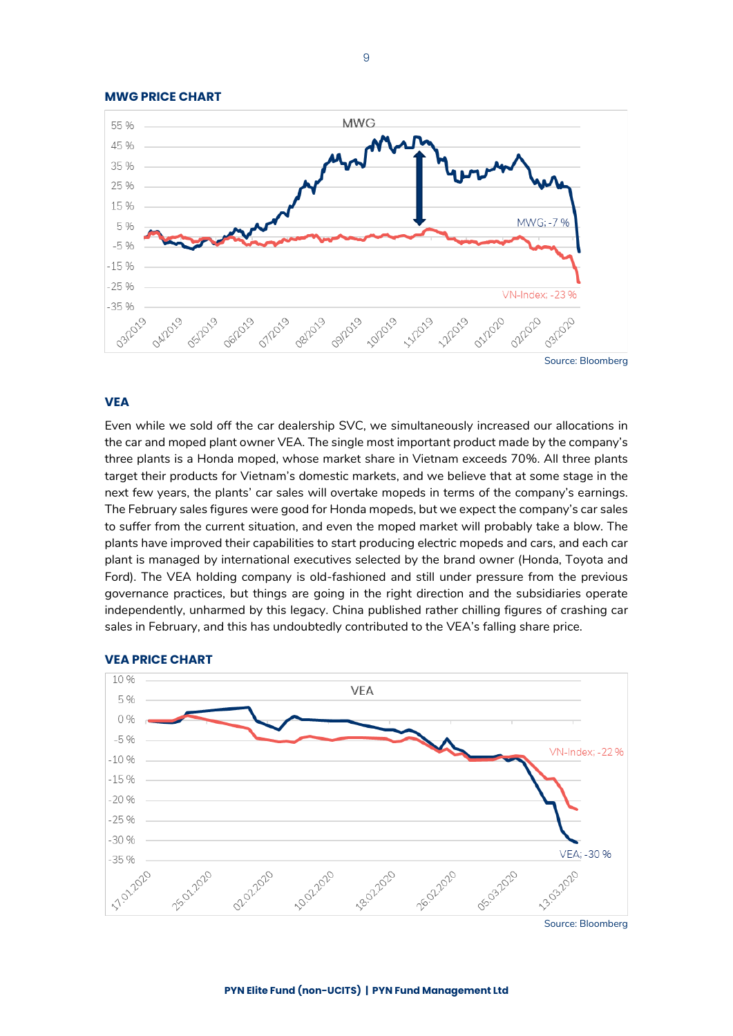**MWG PRICE CHART**

Source: Bloomberg

**VEA**

Even while we sold off the car dealership SVC, we simultaneously increased our allocations in the car and moped plant owner VEA. The single most important product made by the company's three plants is a Honda moped, whose market share in Vietnam exceeds 70%. All three plants target their products for Vietnam's domestic markets, and we believe that at some stage in the next few years, the plants' car sales will overtake mopeds in terms of the company's earnings. The February sales figures were good for Honda mopeds, but we expect the company's car sales to suffer from the current situation, and even the moped market will probably take a blow. The plants have improved their capabilities to start producing electric mopeds and cars, and each car plant is managed by international executives selected by the brand owner (Honda, Toyota and Ford). The VEA holding company is old-fashioned and still under pressure from the previous governance practices, but things are going in the right direction and the subsidiaries operate independently, unharmed by this legacy. China published rather chilling figures of crashing car sales in February, and this has undoubtedly contributed to the VEA's falling share price.

**VEA PRICE CHART**

Source: Bloomberg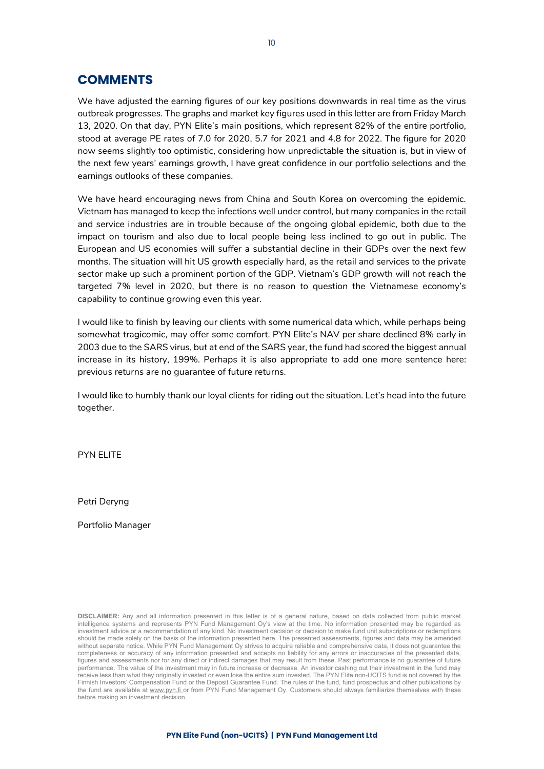# COMMENTS

We have adjusted the earning figures of our key positions downwards in real time as the virus outbreak progresses. The graphs and market key figures used in this letter are from Friday March 13, 2020. On that day, PYN Elite's main positions, which represent 82% of the entire portfolio, stood at average PE rates of 7.0 for 2020, 5.7 for 2021 and 4.8 for 2022. The figure for 2020 now seems slightly too optimistic, considering how unpredictable the situation is, but in view of the next few years' earnings growth, I have great confidence in our portfolio selections and the earnings outlooks of these companies.

We have heard encouraging news from China and South Korea on overcoming the epidemic. Vietnam has managed to keep the infections well under control, but many companies in the retail and service industries are in trouble because of the ongoing global epidemic, both due to the impact on tourism and also due to local people being less inclined to go out in public. The European and US economies will suffer a substantial decline in their GDPs over the next few months. The situation will hit US growth especially hard, as the retail and services to the private sector make up such a prominent portion of the GDP. Vietnam's GDP growth will not reach the targeted 7% level in 2020, but there is no reason to question the Vietnamese economy's capability to continue growing even this year.

I would like to finish by leaving our clients with some numerical data which, while perhaps being somewhat tragicomic, may offer some comfort. PYN Elite's NAV per share declined 8% early in 2003 due to the SARS virus, but at end of the SARS year, the fund had scored the biggest annual increase in its history, 199%. Perhaps it is also appropriate to add one more sentence here: previous returns are no guarantee of future returns.

I would like to humbly thank our loyal clients for riding out the situation. Let's head into the future together.

PYN ELITE

Petri Deryng

Portfolio Manager

**DISCLAIMER:** Any and all information presented in this letter is of a general nature, based on data collected from public market intelligence systems and represents PYN Fund Management Oy's view at the time. No information presented may be regarded as investment advice or a recommendation of any kind. No investment decision or decision to make fund unit subscriptions or redemptions should be made solely on the basis of the information presented here. The presented assessments, figures and data may be amended without separate notice. While PYN Fund Management Oy strives to acquire reliable and comprehensive data, it does not guarantee the completeness or accuracy of any information presented and accepts no liability for any errors or inaccuracies of the presented data, figures and assessments nor for any direct or indirect damages that may result from these. Past performance is no guarantee of future performance. The value of the investment may in future increase or decrease. An investor cashing out their investment in the fund may receive less than what they originally invested or even lose the entire sum invested. The PYN Elite non-UCITS fund is not covered by the Finnish Investors' Compensation Fund or the Deposit Guarantee Fund. The rules of the fund, fund prospectus and other publications by the fund are available at www.pyn.fi or from PYN Fund Management Oy. Customers should always familiarize themselves with these before making an investment decision.